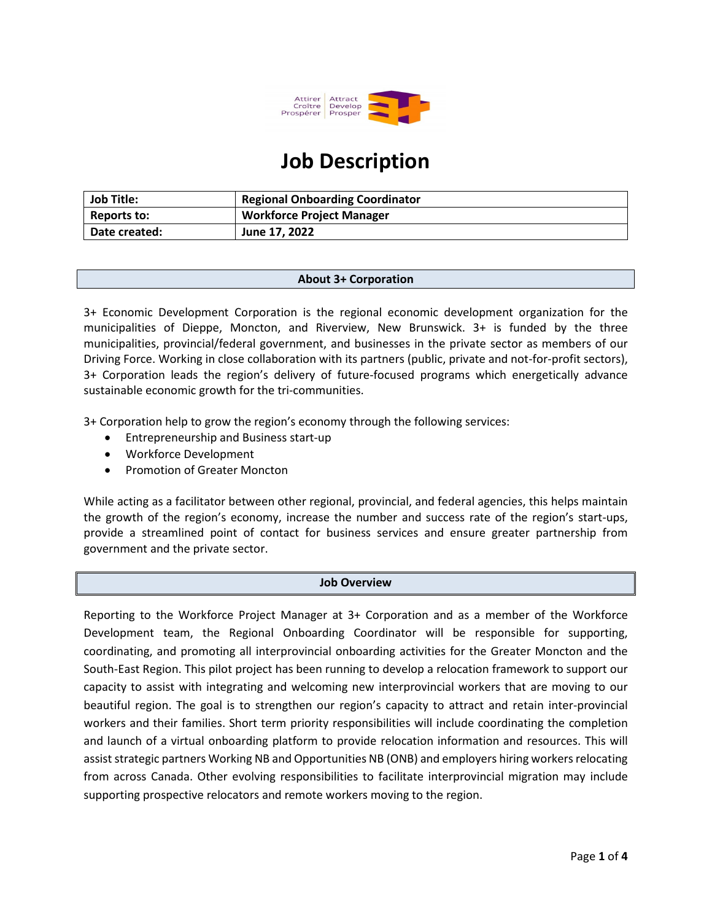Attirer Croître Prospérer | Attract Develop Prosper

# Job Description

| Job Title: | Regional Onboarding Coordinator |
|---|---|
| Reports to: | Workforce Project Manager |
| Date created: | June 17, 2022 |

## About 3+ Corporation

3+ Economic Development Corporation is the regional economic development organization for the municipalities of Dieppe, Moncton, and Riverview, New Brunswick. 3+ is funded by the three municipalities, provincial/federal government, and businesses in the private sector as members of our Driving Force. Working in close collaboration with its partners (public, private and not-for-profit sectors), 3+ Corporation leads the region's delivery of future-focused programs which energetically advance sustainable economic growth for the tri-communities.

3+ Corporation help to grow the region's economy through the following services:

- Entrepreneurship and Business start-up
- Workforce Development
- Promotion of Greater Moncton

While acting as a facilitator between other regional, provincial, and federal agencies, this helps maintain the growth of the region's economy, increase the number and success rate of the region's start-ups, provide a streamlined point of contact for business services and ensure greater partnership from government and the private sector.

## Job Overview

Reporting to the Workforce Project Manager at 3+ Corporation and as a member of the Workforce Development team, the Regional Onboarding Coordinator will be responsible for supporting, coordinating, and promoting all interprovincial onboarding activities for the Greater Moncton and the South-East Region. This pilot project has been running to develop a relocation framework to support our capacity to assist with integrating and welcoming new interprovincial workers that are moving to our beautiful region. The goal is to strengthen our region's capacity to attract and retain inter-provincial workers and their families. Short term priority responsibilities will include coordinating the completion and launch of a virtual onboarding platform to provide relocation information and resources. This will assist strategic partners Working NB and Opportunities NB (ONB) and employers hiring workers relocating from across Canada. Other evolving responsibilities to facilitate interprovincial migration may include supporting prospective relocators and remote workers moving to the region.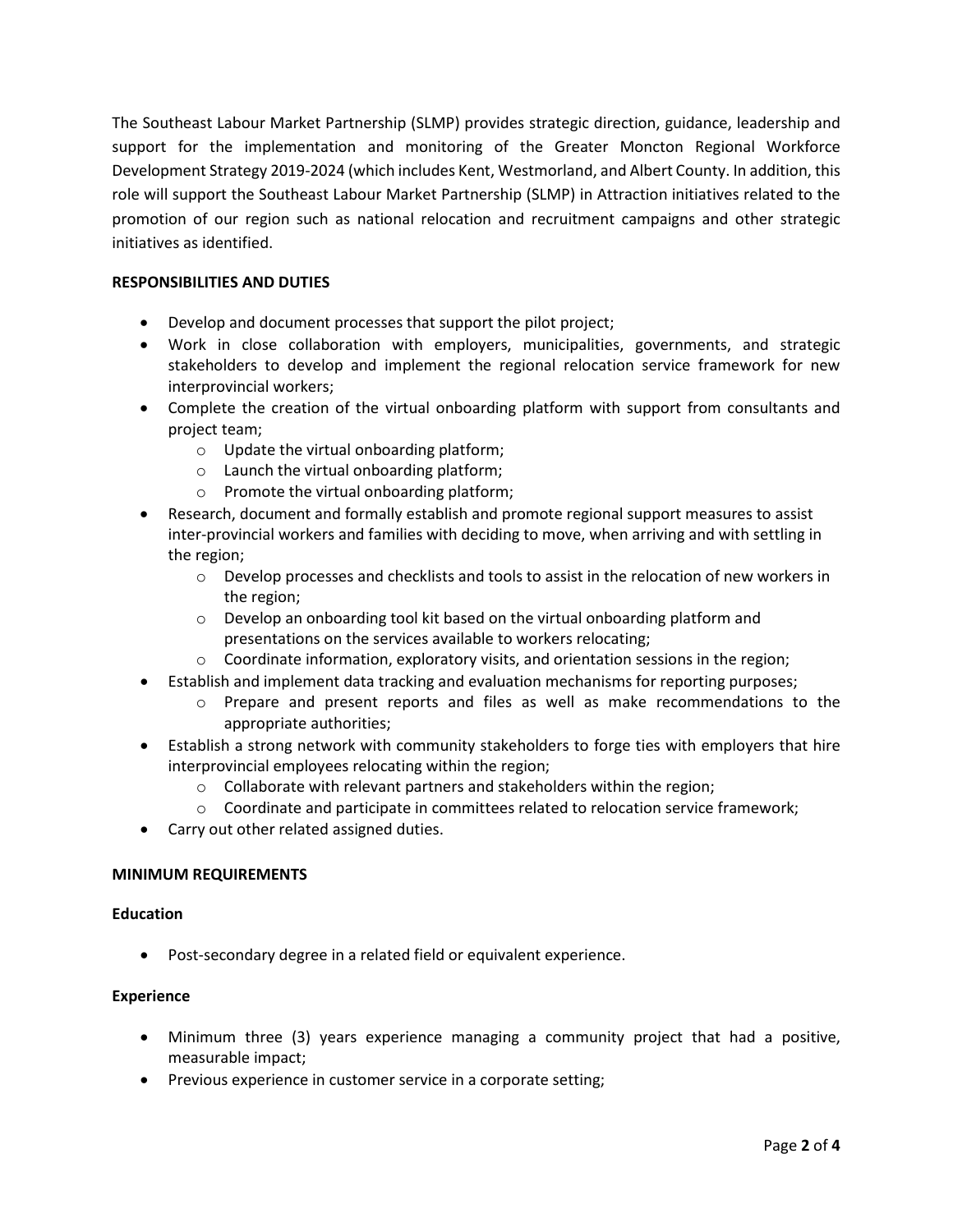The Southeast Labour Market Partnership (SLMP) provides strategic direction, guidance, leadership and support for the implementation and monitoring of the Greater Moncton Regional Workforce Development Strategy 2019-2024 (which includes Kent, Westmorland, and Albert County. In addition, this role will support the Southeast Labour Market Partnership (SLMP) in Attraction initiatives related to the promotion of our region such as national relocation and recruitment campaigns and other strategic initiatives as identified.

**RESPONSIBILITIES AND DUTIES**

- Develop and document processes that support the pilot project;
- Work in close collaboration with employers, municipalities, governments, and strategic stakeholders to develop and implement the regional relocation service framework for new interprovincial workers;
- Complete the creation of the virtual onboarding platform with support from consultants and project team;
  - Update the virtual onboarding platform;
  - Launch the virtual onboarding platform;
  - Promote the virtual onboarding platform;
- Research, document and formally establish and promote regional support measures to assist inter-provincial workers and families with deciding to move, when arriving and with settling in the region;
  - Develop processes and checklists and tools to assist in the relocation of new workers in the region;
  - Develop an onboarding tool kit based on the virtual onboarding platform and presentations on the services available to workers relocating;
  - Coordinate information, exploratory visits, and orientation sessions in the region;
- Establish and implement data tracking and evaluation mechanisms for reporting purposes;
  - Prepare and present reports and files as well as make recommendations to the appropriate authorities;
- Establish a strong network with community stakeholders to forge ties with employers that hire interprovincial employees relocating within the region;
  - Collaborate with relevant partners and stakeholders within the region;
  - Coordinate and participate in committees related to relocation service framework;
- Carry out other related assigned duties.

**MINIMUM REQUIREMENTS**

**Education**

- Post-secondary degree in a related field or equivalent experience.

**Experience**

- Minimum three (3) years experience managing a community project that had a positive, measurable impact;
- Previous experience in customer service in a corporate setting;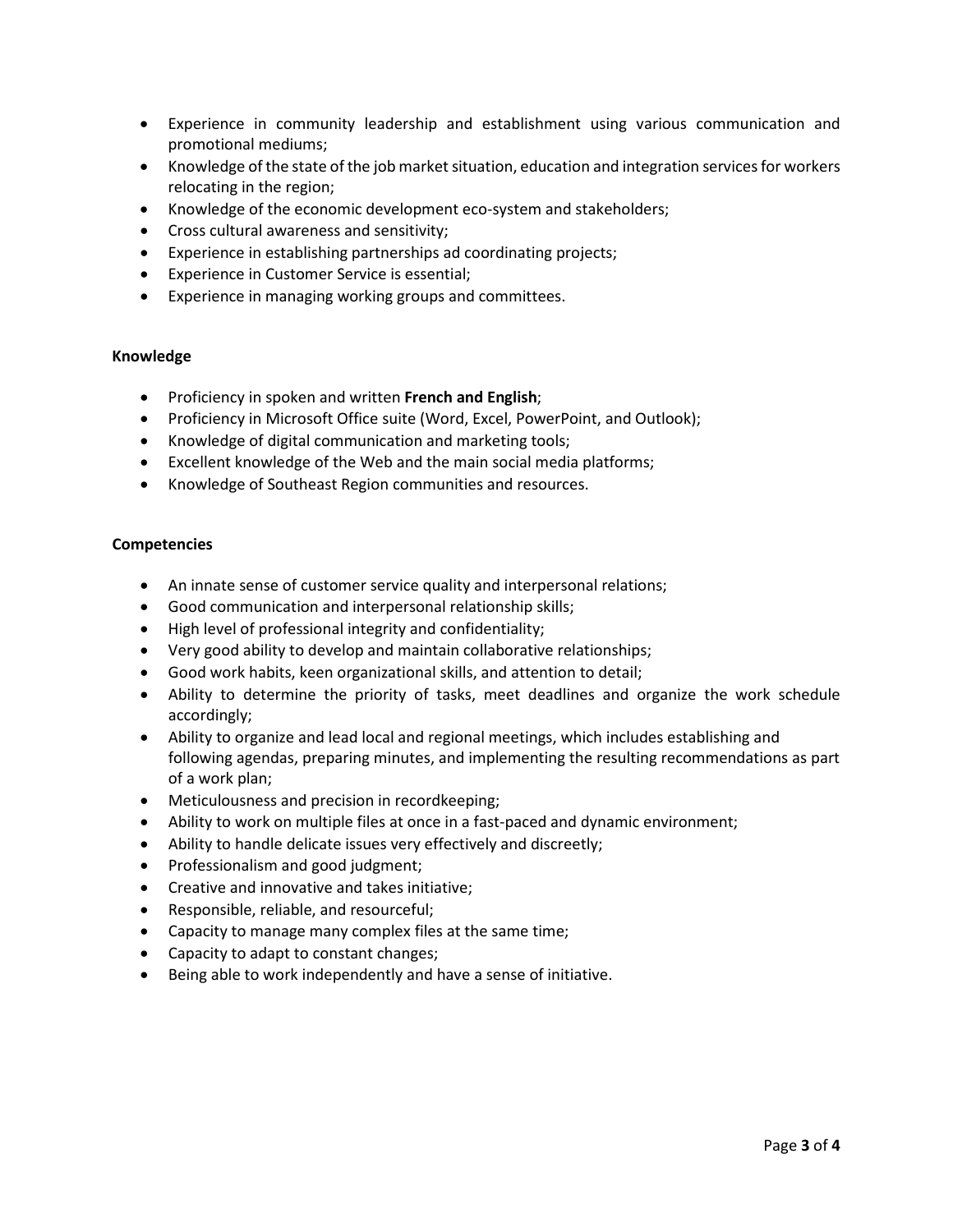- Experience in community leadership and establishment using various communication and promotional mediums;
- Knowledge of the state of the job market situation, education and integration services for workers relocating in the region;
- Knowledge of the economic development eco-system and stakeholders;
- Cross cultural awareness and sensitivity;
- Experience in establishing partnerships ad coordinating projects;
- Experience in Customer Service is essential;
- Experience in managing working groups and committees.

**Knowledge**

- Proficiency in spoken and written **French and English**;
- Proficiency in Microsoft Office suite (Word, Excel, PowerPoint, and Outlook);
- Knowledge of digital communication and marketing tools;
- Excellent knowledge of the Web and the main social media platforms;
- Knowledge of Southeast Region communities and resources.

**Competencies**

- An innate sense of customer service quality and interpersonal relations;
- Good communication and interpersonal relationship skills;
- High level of professional integrity and confidentiality;
- Very good ability to develop and maintain collaborative relationships;
- Good work habits, keen organizational skills, and attention to detail;
- Ability to determine the priority of tasks, meet deadlines and organize the work schedule accordingly;
- Ability to organize and lead local and regional meetings, which includes establishing and following agendas, preparing minutes, and implementing the resulting recommendations as part of a work plan;
- Meticulousness and precision in recordkeeping;
- Ability to work on multiple files at once in a fast-paced and dynamic environment;
- Ability to handle delicate issues very effectively and discreetly;
- Professionalism and good judgment;
- Creative and innovative and takes initiative;
- Responsible, reliable, and resourceful;
- Capacity to manage many complex files at the same time;
- Capacity to adapt to constant changes;
- Being able to work independently and have a sense of initiative.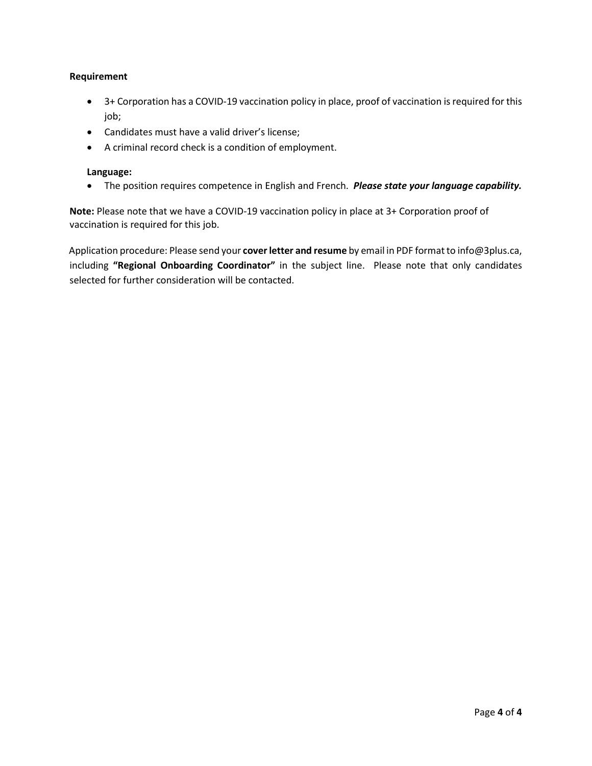**Requirement**

- 3+ Corporation has a COVID-19 vaccination policy in place, proof of vaccination is required for this job;
- Candidates must have a valid driver's license;
- A criminal record check is a condition of employment.

**Language:**

- The position requires competence in English and French. ***Please state your language capability.***

**Note:** Please note that we have a COVID-19 vaccination policy in place at 3+ Corporation proof of vaccination is required for this job.

Application procedure: Please send your **cover letter and resume** by email in PDF format to info@3plus.ca, including **"Regional Onboarding Coordinator"** in the subject line. Please note that only candidates selected for further consideration will be contacted.